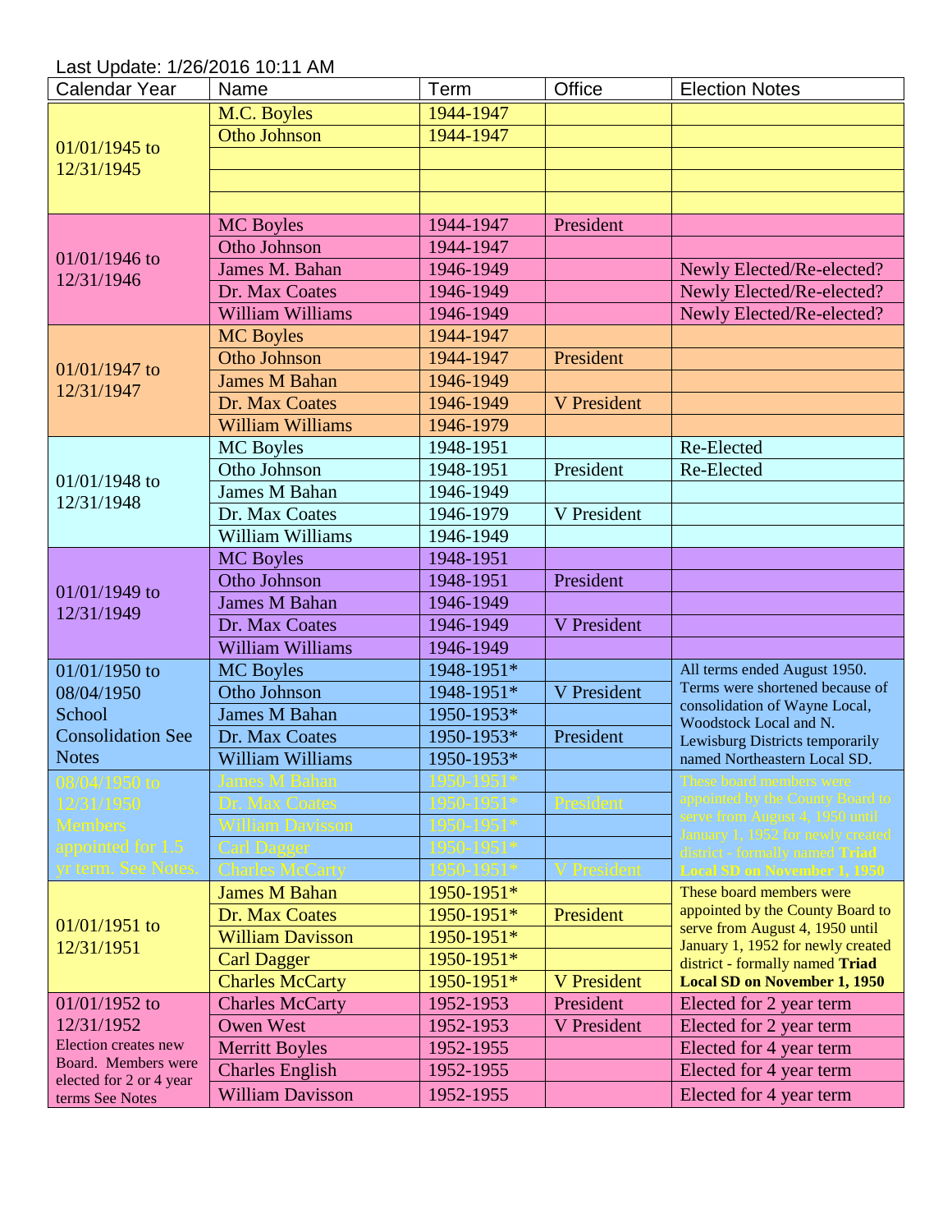Last Update: 1/26/2016 10:11 AM

| Calendar Year | Name | Term | Office | Election Notes |
|---|---|---|---|---|
| 01/01/1945 to 12/31/1945 | M.C. Boyles | 1944-1947 | | |
| | Otho Johnson | 1944-1947 | | |
| | | | | |
| | | | | |
| | | | | |
| 01/01/1946 to 12/31/1946 | MC Boyles | 1944-1947 | President | |
| | Otho Johnson | 1944-1947 | | |
| | James M. Bahan | 1946-1949 | | Newly Elected/Re-elected? |
| | Dr. Max Coates | 1946-1949 | | Newly Elected/Re-elected? |
| | William Williams | 1946-1949 | | Newly Elected/Re-elected? |
| 01/01/1947 to 12/31/1947 | MC Boyles | 1944-1947 | | |
| | Otho Johnson | 1944-1947 | President | |
| | James M Bahan | 1946-1949 | | |
| | Dr. Max Coates | 1946-1949 | V President | |
| | William Williams | 1946-1979 | | |
| 01/01/1948 to 12/31/1948 | MC Boyles | 1948-1951 | | Re-Elected |
| | Otho Johnson | 1948-1951 | President | Re-Elected |
| | James M Bahan | 1946-1949 | | |
| | Dr. Max Coates | 1946-1979 | V President | |
| | William Williams | 1946-1949 | | |
| 01/01/1949 to 12/31/1949 | MC Boyles | 1948-1951 | | |
| | Otho Johnson | 1948-1951 | President | |
| | James M Bahan | 1946-1949 | | |
| | Dr. Max Coates | 1946-1949 | V President | |
| | William Williams | 1946-1949 | | |
| 01/01/1950 to 08/04/1950 School Consolidation See Notes | MC Boyles | 1948-1951* | | All terms ended August 1950. Terms were shortened because of consolidation of Wayne Local, Woodstock Local and N. Lewisburg Districts temporarily named Northeastern Local SD. |
| | Otho Johnson | 1948-1951* | V President | |
| | James M Bahan | 1950-1953* | | |
| | Dr. Max Coates | 1950-1953* | President | |
| | William Williams | 1950-1953* | | |
| 08/04/1950 to 12/31/1950 Members appointed for 1.5 yr term. See Notes. | James M Bahan | 1950-1951* | | These board members were appointed by the County Board to serve from August 4, 1950 until January 1, 1952 for newly created district - formally named **Triad Local SD on November 1, 1950** |
| | Dr. Max Coates | 1950-1951* | President | |
| | William Davisson | 1950-1951* | | |
| | Carl Dagger | 1950-1951* | | |
| | Charles McCarty | 1950-1951* | V President | |
| 01/01/1951 to 12/31/1951 | James M Bahan | 1950-1951* | | These board members were appointed by the County Board to serve from August 4, 1950 until January 1, 1952 for newly created district - formally named **Triad Local SD on November 1, 1950** |
| | Dr. Max Coates | 1950-1951* | President | |
| | William Davisson | 1950-1951* | | |
| | Carl Dagger | 1950-1951* | | |
| | Charles McCarty | 1950-1951* | V President | |
| 01/01/1952 to 12/31/1952 Election creates new Board. Members were elected for 2 or 4 year terms See Notes | Charles McCarty | 1952-1953 | President | Elected for 2 year term |
| | Owen West | 1952-1953 | V President | Elected for 2 year term |
| | Merritt Boyles | 1952-1955 | | Elected for 4 year term |
| | Charles English | 1952-1955 | | Elected for 4 year term |
| | William Davisson | 1952-1955 | | Elected for 4 year term |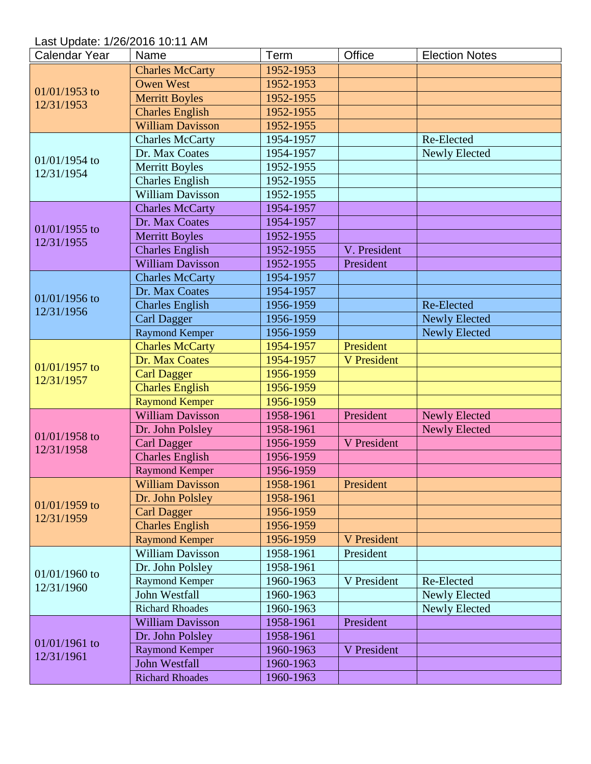Last Update: 1/26/2016 10:11 AM

| Calendar Year | Name | Term | Office | Election Notes |
|---|---|---|---|---|
| 01/01/1953 to 12/31/1953 | Charles McCarty | 1952-1953 | | |
| | Owen West | 1952-1953 | | |
| | Merritt Boyles | 1952-1955 | | |
| | Charles English | 1952-1955 | | |
| | William Davisson | 1952-1955 | | |
| 01/01/1954 to 12/31/1954 | Charles McCarty | 1954-1957 | | Re-Elected |
| | Dr. Max Coates | 1954-1957 | | Newly Elected |
| | Merritt Boyles | 1952-1955 | | |
| | Charles English | 1952-1955 | | |
| | William Davisson | 1952-1955 | | |
| 01/01/1955 to 12/31/1955 | Charles McCarty | 1954-1957 | | |
| | Dr. Max Coates | 1954-1957 | | |
| | Merritt Boyles | 1952-1955 | | |
| | Charles English | 1952-1955 | V. President | |
| | William Davisson | 1952-1955 | President | |
| 01/01/1956 to 12/31/1956 | Charles McCarty | 1954-1957 | | |
| | Dr. Max Coates | 1954-1957 | | |
| | Charles English | 1956-1959 | | Re-Elected |
| | Carl Dagger | 1956-1959 | | Newly Elected |
| | Raymond Kemper | 1956-1959 | | Newly Elected |
| 01/01/1957 to 12/31/1957 | Charles McCarty | 1954-1957 | President | |
| | Dr. Max Coates | 1954-1957 | V President | |
| | Carl Dagger | 1956-1959 | | |
| | Charles English | 1956-1959 | | |
| | Raymond Kemper | 1956-1959 | | |
| 01/01/1958 to 12/31/1958 | William Davisson | 1958-1961 | President | Newly Elected |
| | Dr. John Polsley | 1958-1961 | | Newly Elected |
| | Carl Dagger | 1956-1959 | V President | |
| | Charles English | 1956-1959 | | |
| | Raymond Kemper | 1956-1959 | | |
| 01/01/1959 to 12/31/1959 | William Davisson | 1958-1961 | President | |
| | Dr. John Polsley | 1958-1961 | | |
| | Carl Dagger | 1956-1959 | | |
| | Charles English | 1956-1959 | | |
| | Raymond Kemper | 1956-1959 | V President | |
| 01/01/1960 to 12/31/1960 | William Davisson | 1958-1961 | President | |
| | Dr. John Polsley | 1958-1961 | | |
| | Raymond Kemper | 1960-1963 | V President | Re-Elected |
| | John Westfall | 1960-1963 | | Newly Elected |
| | Richard Rhoades | 1960-1963 | | Newly Elected |
| 01/01/1961 to 12/31/1961 | William Davisson | 1958-1961 | President | |
| | Dr. John Polsley | 1958-1961 | | |
| | Raymond Kemper | 1960-1963 | V President | |
| | John Westfall | 1960-1963 | | |
| | Richard Rhoades | 1960-1963 | | |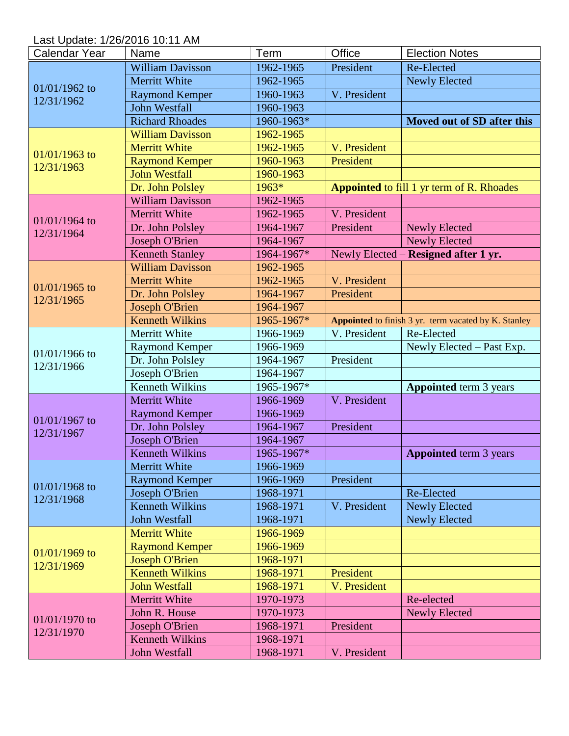Last Update: 1/26/2016 10:11 AM

| Calendar Year | Name | Term | Office | Election Notes |
|---|---|---|---|---|
| 01/01/1962 to 12/31/1962 | William Davisson | 1962-1965 | President | Re-Elected |
| | Merritt White | 1962-1965 | | Newly Elected |
| | Raymond Kemper | 1960-1963 | V. President | |
| | John Westfall | 1960-1963 | | |
| | Richard Rhoades | 1960-1963* | | **Moved out of SD after this** |
| 01/01/1963 to 12/31/1963 | William Davisson | 1962-1965 | | |
| | Merritt White | 1962-1965 | V. President | |
| | Raymond Kemper | 1960-1963 | President | |
| | John Westfall | 1960-1963 | | |
| | Dr. John Polsley | 1963* | **Appointed** to fill 1 yr term of R. Rhoades | |
| 01/01/1964 to 12/31/1964 | William Davisson | 1962-1965 | | |
| | Merritt White | 1962-1965 | V. President | |
| | Dr. John Polsley | 1964-1967 | President | Newly Elected |
| | Joseph O'Brien | 1964-1967 | | Newly Elected |
| | Kenneth Stanley | 1964-1967* | Newly Elected – **Resigned after 1 yr.** | |
| 01/01/1965 to 12/31/1965 | William Davisson | 1962-1965 | | |
| | Merritt White | 1962-1965 | V. President | |
| | Dr. John Polsley | 1964-1967 | President | |
| | Joseph O'Brien | 1964-1967 | | |
| | Kenneth Wilkins | 1965-1967* | **Appointed** to finish 3 yr. term vacated by K. Stanley | |
| 01/01/1966 to 12/31/1966 | Merritt White | 1966-1969 | V. President | Re-Elected |
| | Raymond Kemper | 1966-1969 | | Newly Elected – Past Exp. |
| | Dr. John Polsley | 1964-1967 | President | |
| | Joseph O'Brien | 1964-1967 | | |
| | Kenneth Wilkins | 1965-1967* | | **Appointed** term 3 years |
| 01/01/1967 to 12/31/1967 | Merritt White | 1966-1969 | V. President | |
| | Raymond Kemper | 1966-1969 | | |
| | Dr. John Polsley | 1964-1967 | President | |
| | Joseph O'Brien | 1964-1967 | | |
| | Kenneth Wilkins | 1965-1967* | | **Appointed** term 3 years |
| 01/01/1968 to 12/31/1968 | Merritt White | 1966-1969 | | |
| | Raymond Kemper | 1966-1969 | President | |
| | Joseph O'Brien | 1968-1971 | | Re-Elected |
| | Kenneth Wilkins | 1968-1971 | V. President | Newly Elected |
| | John Westfall | 1968-1971 | | Newly Elected |
| 01/01/1969 to 12/31/1969 | Merritt White | 1966-1969 | | |
| | Raymond Kemper | 1966-1969 | | |
| | Joseph O'Brien | 1968-1971 | | |
| | Kenneth Wilkins | 1968-1971 | President | |
| | John Westfall | 1968-1971 | V. President | |
| 01/01/1970 to 12/31/1970 | Merritt White | 1970-1973 | | Re-elected |
| | John R. House | 1970-1973 | | Newly Elected |
| | Joseph O'Brien | 1968-1971 | President | |
| | Kenneth Wilkins | 1968-1971 | | |
| | John Westfall | 1968-1971 | V. President | |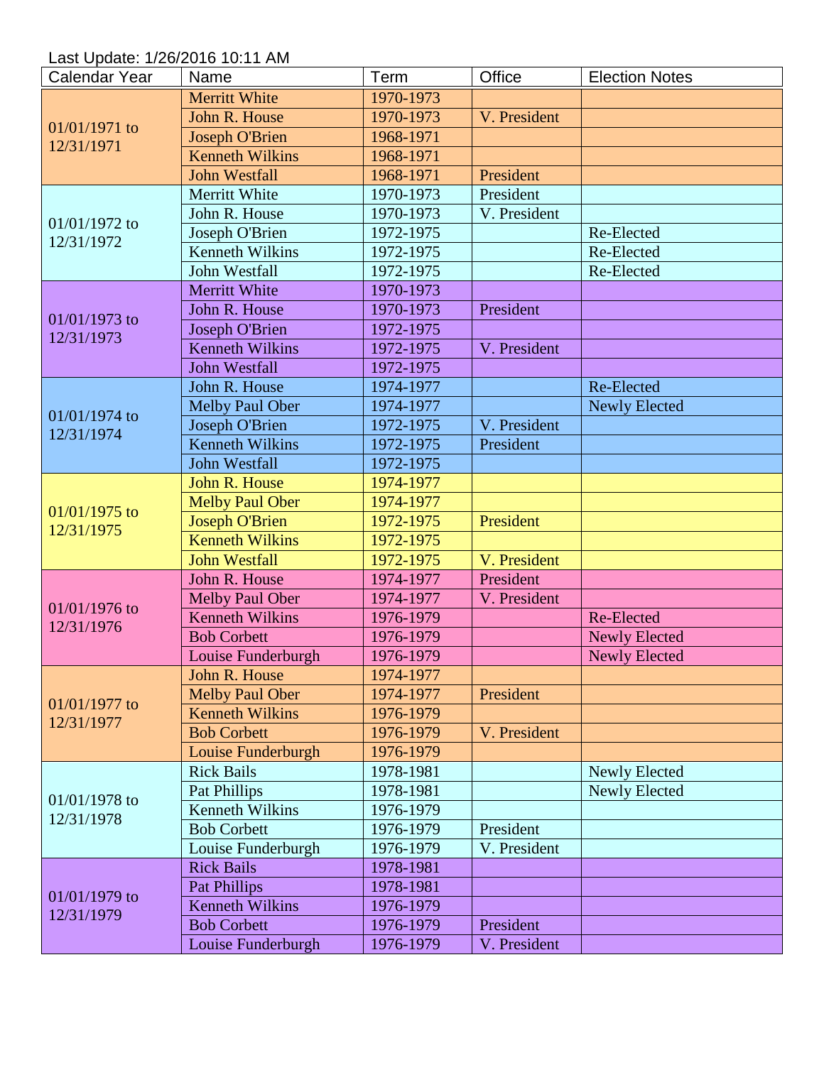Last Update: 1/26/2016 10:11 AM

| Calendar Year | Name | Term | Office | Election Notes |
|---|---|---|---|---|
| 01/01/1971 to 12/31/1971 | Merritt White | 1970-1973 | | |
| | John R. House | 1970-1973 | V. President | |
| | Joseph O'Brien | 1968-1971 | | |
| | Kenneth Wilkins | 1968-1971 | | |
| | John Westfall | 1968-1971 | President | |
| 01/01/1972 to 12/31/1972 | Merritt White | 1970-1973 | President | |
| | John R. House | 1970-1973 | V. President | |
| | Joseph O'Brien | 1972-1975 | | Re-Elected |
| | Kenneth Wilkins | 1972-1975 | | Re-Elected |
| | John Westfall | 1972-1975 | | Re-Elected |
| 01/01/1973 to 12/31/1973 | Merritt White | 1970-1973 | | |
| | John R. House | 1970-1973 | President | |
| | Joseph O'Brien | 1972-1975 | | |
| | Kenneth Wilkins | 1972-1975 | V. President | |
| | John Westfall | 1972-1975 | | |
| 01/01/1974 to 12/31/1974 | John R. House | 1974-1977 | | Re-Elected |
| | Melby Paul Ober | 1974-1977 | | Newly Elected |
| | Joseph O'Brien | 1972-1975 | V. President | |
| | Kenneth Wilkins | 1972-1975 | President | |
| | John Westfall | 1972-1975 | | |
| 01/01/1975 to 12/31/1975 | John R. House | 1974-1977 | | |
| | Melby Paul Ober | 1974-1977 | | |
| | Joseph O'Brien | 1972-1975 | President | |
| | Kenneth Wilkins | 1972-1975 | | |
| | John Westfall | 1972-1975 | V. President | |
| 01/01/1976 to 12/31/1976 | John R. House | 1974-1977 | President | |
| | Melby Paul Ober | 1974-1977 | V. President | |
| | Kenneth Wilkins | 1976-1979 | | Re-Elected |
| | Bob Corbett | 1976-1979 | | Newly Elected |
| | Louise Funderburgh | 1976-1979 | | Newly Elected |
| 01/01/1977 to 12/31/1977 | John R. House | 1974-1977 | | |
| | Melby Paul Ober | 1974-1977 | President | |
| | Kenneth Wilkins | 1976-1979 | | |
| | Bob Corbett | 1976-1979 | V. President | |
| | Louise Funderburgh | 1976-1979 | | |
| 01/01/1978 to 12/31/1978 | Rick Bails | 1978-1981 | | Newly Elected |
| | Pat Phillips | 1978-1981 | | Newly Elected |
| | Kenneth Wilkins | 1976-1979 | | |
| | Bob Corbett | 1976-1979 | President | |
| | Louise Funderburgh | 1976-1979 | V. President | |
| 01/01/1979 to 12/31/1979 | Rick Bails | 1978-1981 | | |
| | Pat Phillips | 1978-1981 | | |
| | Kenneth Wilkins | 1976-1979 | | |
| | Bob Corbett | 1976-1979 | President | |
| | Louise Funderburgh | 1976-1979 | V. President | |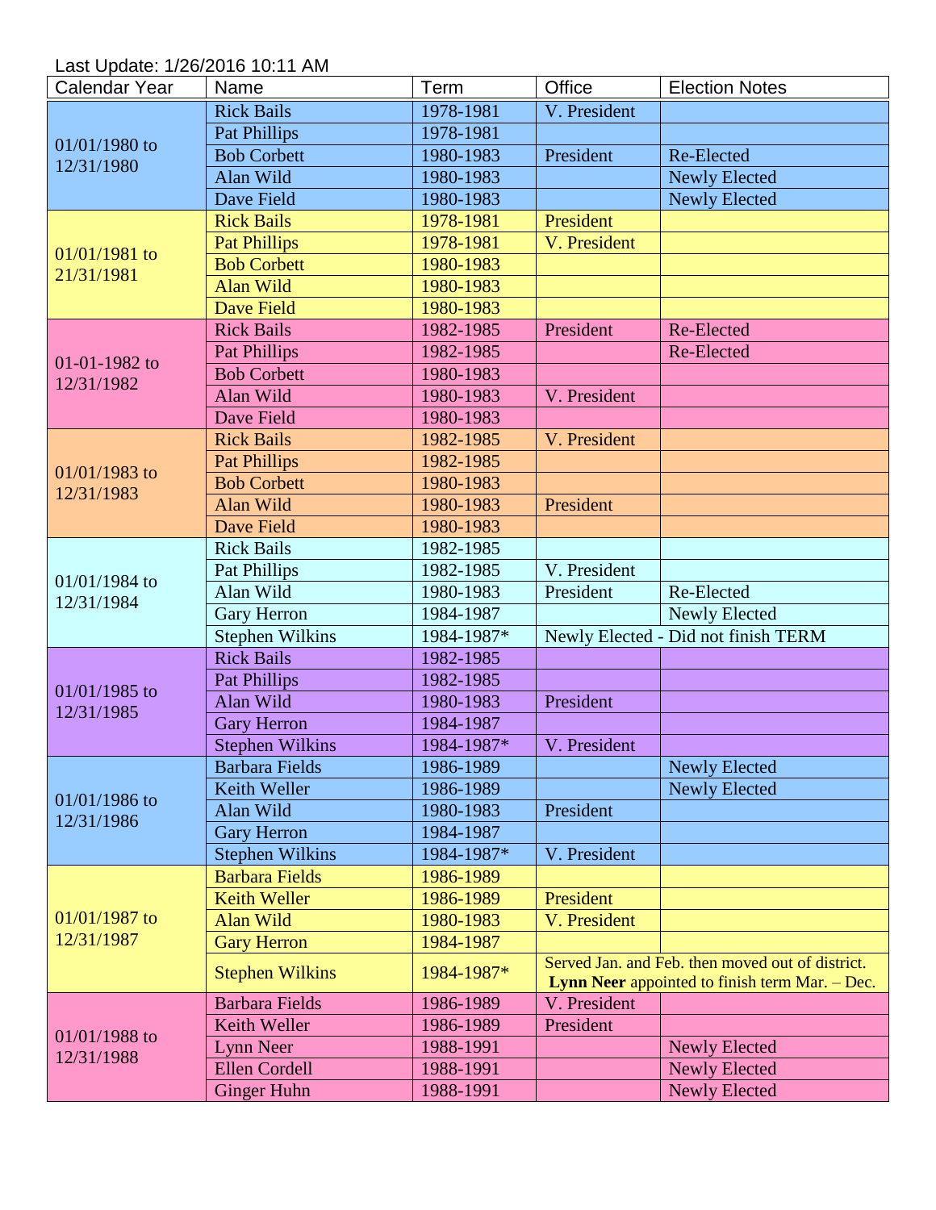Last Update: 1/26/2016 10:11 AM

| Calendar Year | Name | Term | Office | Election Notes |
|---|---|---|---|---|
| 01/01/1980 to 12/31/1980 | Rick Bails | 1978-1981 | V. President | |
| | Pat Phillips | 1978-1981 | | |
| | Bob Corbett | 1980-1983 | President | Re-Elected |
| | Alan Wild | 1980-1983 | | Newly Elected |
| | Dave Field | 1980-1983 | | Newly Elected |
| 01/01/1981 to 21/31/1981 | Rick Bails | 1978-1981 | President | |
| | Pat Phillips | 1978-1981 | V. President | |
| | Bob Corbett | 1980-1983 | | |
| | Alan Wild | 1980-1983 | | |
| | Dave Field | 1980-1983 | | |
| 01-01-1982 to 12/31/1982 | Rick Bails | 1982-1985 | President | Re-Elected |
| | Pat Phillips | 1982-1985 | | Re-Elected |
| | Bob Corbett | 1980-1983 | | |
| | Alan Wild | 1980-1983 | V. President | |
| | Dave Field | 1980-1983 | | |
| 01/01/1983 to 12/31/1983 | Rick Bails | 1982-1985 | V. President | |
| | Pat Phillips | 1982-1985 | | |
| | Bob Corbett | 1980-1983 | | |
| | Alan Wild | 1980-1983 | President | |
| | Dave Field | 1980-1983 | | |
| 01/01/1984 to 12/31/1984 | Rick Bails | 1982-1985 | | |
| | Pat Phillips | 1982-1985 | V. President | |
| | Alan Wild | 1980-1983 | President | Re-Elected |
| | Gary Herron | 1984-1987 | | Newly Elected |
| | Stephen Wilkins | 1984-1987* | Newly Elected - Did not finish TERM | |
| 01/01/1985 to 12/31/1985 | Rick Bails | 1982-1985 | | |
| | Pat Phillips | 1982-1985 | | |
| | Alan Wild | 1980-1983 | President | |
| | Gary Herron | 1984-1987 | | |
| | Stephen Wilkins | 1984-1987* | V. President | |
| 01/01/1986 to 12/31/1986 | Barbara Fields | 1986-1989 | | Newly Elected |
| | Keith Weller | 1986-1989 | | Newly Elected |
| | Alan Wild | 1980-1983 | President | |
| | Gary Herron | 1984-1987 | | |
| | Stephen Wilkins | 1984-1987* | V. President | |
| 01/01/1987 to 12/31/1987 | Barbara Fields | 1986-1989 | | |
| | Keith Weller | 1986-1989 | President | |
| | Alan Wild | 1980-1983 | V. President | |
| | Gary Herron | 1984-1987 | | |
| | Stephen Wilkins | 1984-1987* | Served Jan. and Feb. then moved out of district. **Lynn Neer** appointed to finish term Mar. – Dec. | |
| 01/01/1988 to 12/31/1988 | Barbara Fields | 1986-1989 | V. President | |
| | Keith Weller | 1986-1989 | President | |
| | Lynn Neer | 1988-1991 | | Newly Elected |
| | Ellen Cordell | 1988-1991 | | Newly Elected |
| | Ginger Huhn | 1988-1991 | | Newly Elected |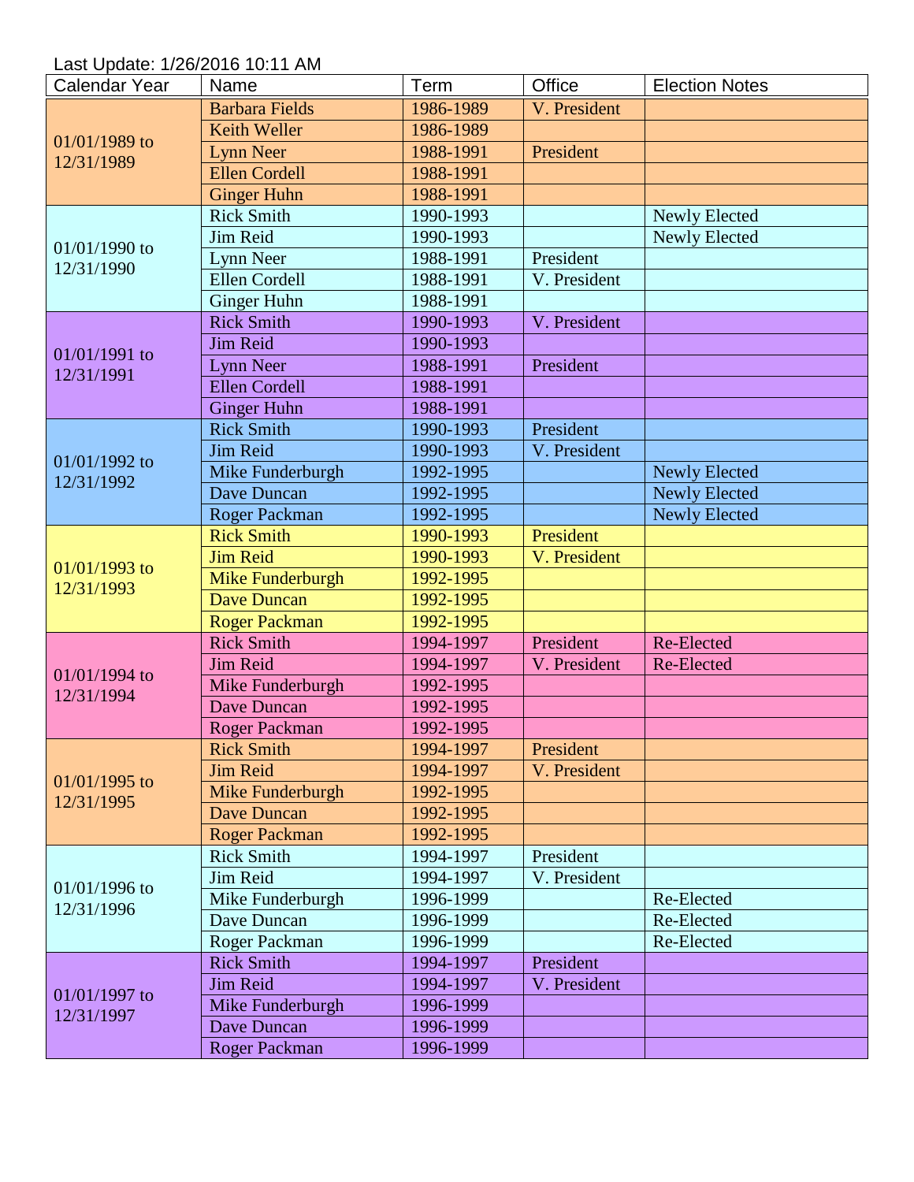Last Update: 1/26/2016 10:11 AM

| Calendar Year | Name | Term | Office | Election Notes |
|---|---|---|---|---|
| 01/01/1989 to 12/31/1989 | Barbara Fields | 1986-1989 | V. President | |
| | Keith Weller | 1986-1989 | | |
| | Lynn Neer | 1988-1991 | President | |
| | Ellen Cordell | 1988-1991 | | |
| | Ginger Huhn | 1988-1991 | | |
| 01/01/1990 to 12/31/1990 | Rick Smith | 1990-1993 | | Newly Elected |
| | Jim Reid | 1990-1993 | | Newly Elected |
| | Lynn Neer | 1988-1991 | President | |
| | Ellen Cordell | 1988-1991 | V. President | |
| | Ginger Huhn | 1988-1991 | | |
| 01/01/1991 to 12/31/1991 | Rick Smith | 1990-1993 | V. President | |
| | Jim Reid | 1990-1993 | | |
| | Lynn Neer | 1988-1991 | President | |
| | Ellen Cordell | 1988-1991 | | |
| | Ginger Huhn | 1988-1991 | | |
| 01/01/1992 to 12/31/1992 | Rick Smith | 1990-1993 | President | |
| | Jim Reid | 1990-1993 | V. President | |
| | Mike Funderburgh | 1992-1995 | | Newly Elected |
| | Dave Duncan | 1992-1995 | | Newly Elected |
| | Roger Packman | 1992-1995 | | Newly Elected |
| 01/01/1993 to 12/31/1993 | Rick Smith | 1990-1993 | President | |
| | Jim Reid | 1990-1993 | V. President | |
| | Mike Funderburgh | 1992-1995 | | |
| | Dave Duncan | 1992-1995 | | |
| | Roger Packman | 1992-1995 | | |
| 01/01/1994 to 12/31/1994 | Rick Smith | 1994-1997 | President | Re-Elected |
| | Jim Reid | 1994-1997 | V. President | Re-Elected |
| | Mike Funderburgh | 1992-1995 | | |
| | Dave Duncan | 1992-1995 | | |
| | Roger Packman | 1992-1995 | | |
| 01/01/1995 to 12/31/1995 | Rick Smith | 1994-1997 | President | |
| | Jim Reid | 1994-1997 | V. President | |
| | Mike Funderburgh | 1992-1995 | | |
| | Dave Duncan | 1992-1995 | | |
| | Roger Packman | 1992-1995 | | |
| 01/01/1996 to 12/31/1996 | Rick Smith | 1994-1997 | President | |
| | Jim Reid | 1994-1997 | V. President | |
| | Mike Funderburgh | 1996-1999 | | Re-Elected |
| | Dave Duncan | 1996-1999 | | Re-Elected |
| | Roger Packman | 1996-1999 | | Re-Elected |
| 01/01/1997 to 12/31/1997 | Rick Smith | 1994-1997 | President | |
| | Jim Reid | 1994-1997 | V. President | |
| | Mike Funderburgh | 1996-1999 | | |
| | Dave Duncan | 1996-1999 | | |
| | Roger Packman | 1996-1999 | | |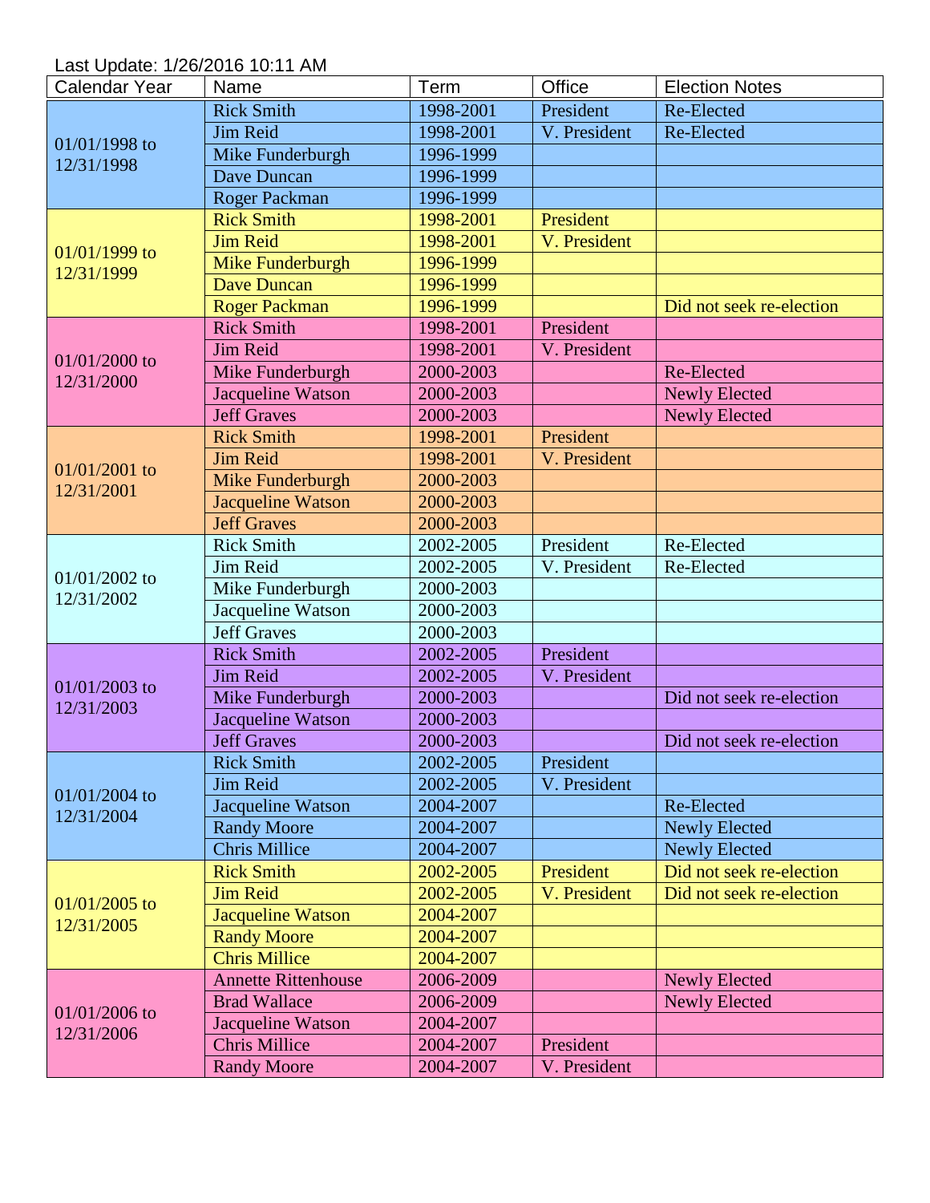Last Update: 1/26/2016 10:11 AM

| Calendar Year | Name | Term | Office | Election Notes |
|---|---|---|---|---|
| 01/01/1998 to 12/31/1998 | Rick Smith | 1998-2001 | President | Re-Elected |
| | Jim Reid | 1998-2001 | V. President | Re-Elected |
| | Mike Funderburgh | 1996-1999 | | |
| | Dave Duncan | 1996-1999 | | |
| | Roger Packman | 1996-1999 | | |
| 01/01/1999 to 12/31/1999 | Rick Smith | 1998-2001 | President | |
| | Jim Reid | 1998-2001 | V. President | |
| | Mike Funderburgh | 1996-1999 | | |
| | Dave Duncan | 1996-1999 | | |
| | Roger Packman | 1996-1999 | | Did not seek re-election |
| 01/01/2000 to 12/31/2000 | Rick Smith | 1998-2001 | President | |
| | Jim Reid | 1998-2001 | V. President | |
| | Mike Funderburgh | 2000-2003 | | Re-Elected |
| | Jacqueline Watson | 2000-2003 | | Newly Elected |
| | Jeff Graves | 2000-2003 | | Newly Elected |
| 01/01/2001 to 12/31/2001 | Rick Smith | 1998-2001 | President | |
| | Jim Reid | 1998-2001 | V. President | |
| | Mike Funderburgh | 2000-2003 | | |
| | Jacqueline Watson | 2000-2003 | | |
| | Jeff Graves | 2000-2003 | | |
| 01/01/2002 to 12/31/2002 | Rick Smith | 2002-2005 | President | Re-Elected |
| | Jim Reid | 2002-2005 | V. President | Re-Elected |
| | Mike Funderburgh | 2000-2003 | | |
| | Jacqueline Watson | 2000-2003 | | |
| | Jeff Graves | 2000-2003 | | |
| 01/01/2003 to 12/31/2003 | Rick Smith | 2002-2005 | President | |
| | Jim Reid | 2002-2005 | V. President | |
| | Mike Funderburgh | 2000-2003 | | Did not seek re-election |
| | Jacqueline Watson | 2000-2003 | | |
| | Jeff Graves | 2000-2003 | | Did not seek re-election |
| 01/01/2004 to 12/31/2004 | Rick Smith | 2002-2005 | President | |
| | Jim Reid | 2002-2005 | V. President | |
| | Jacqueline Watson | 2004-2007 | | Re-Elected |
| | Randy Moore | 2004-2007 | | Newly Elected |
| | Chris Millice | 2004-2007 | | Newly Elected |
| 01/01/2005 to 12/31/2005 | Rick Smith | 2002-2005 | President | Did not seek re-election |
| | Jim Reid | 2002-2005 | V. President | Did not seek re-election |
| | Jacqueline Watson | 2004-2007 | | |
| | Randy Moore | 2004-2007 | | |
| | Chris Millice | 2004-2007 | | |
| 01/01/2006 to 12/31/2006 | Annette Rittenhouse | 2006-2009 | | Newly Elected |
| | Brad Wallace | 2006-2009 | | Newly Elected |
| | Jacqueline Watson | 2004-2007 | | |
| | Chris Millice | 2004-2007 | President | |
| | Randy Moore | 2004-2007 | V. President | |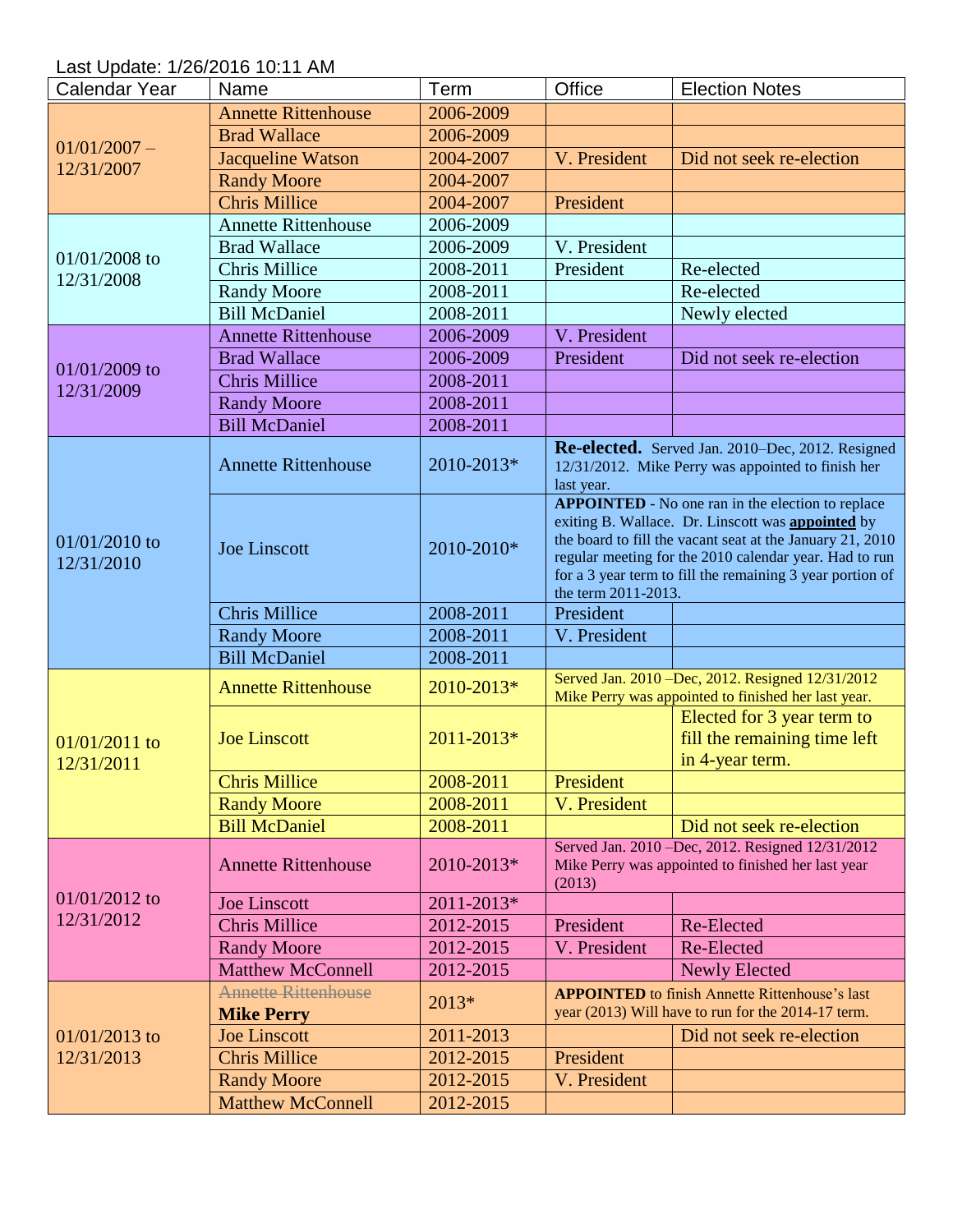Last Update: 1/26/2016 10:11 AM

| Calendar Year | Name | Term | Office | Election Notes |
|---|---|---|---|---|
| 01/01/2007 – 12/31/2007 | Annette Rittenhouse | 2006-2009 | | |
| | Brad Wallace | 2006-2009 | | |
| | Jacqueline Watson | 2004-2007 | V. President | Did not seek re-election |
| | Randy Moore | 2004-2007 | | |
| | Chris Millice | 2004-2007 | President | |
| 01/01/2008 to 12/31/2008 | Annette Rittenhouse | 2006-2009 | | |
| | Brad Wallace | 2006-2009 | V. President | |
| | Chris Millice | 2008-2011 | President | Re-elected |
| | Randy Moore | 2008-2011 | | Re-elected |
| | Bill McDaniel | 2008-2011 | | Newly elected |
| 01/01/2009 to 12/31/2009 | Annette Rittenhouse | 2006-2009 | V. President | |
| | Brad Wallace | 2006-2009 | President | Did not seek re-election |
| | Chris Millice | 2008-2011 | | |
| | Randy Moore | 2008-2011 | | |
| | Bill McDaniel | 2008-2011 | | |
| 01/01/2010 to 12/31/2010 | Annette Rittenhouse | 2010-2013* | **Re-elected.** Served Jan. 2010–Dec, 2012. Resigned 12/31/2012. Mike Perry was appointed to finish her last year. | |
| | Joe Linscott | 2010-2010* | **APPOINTED** - No one ran in the election to replace exiting B. Wallace. Dr. Linscott was **appointed** by the board to fill the vacant seat at the January 21, 2010 regular meeting for the 2010 calendar year. Had to run for a 3 year term to fill the remaining 3 year portion of the term 2011-2013. | |
| | Chris Millice | 2008-2011 | President | |
| | Randy Moore | 2008-2011 | V. President | |
| | Bill McDaniel | 2008-2011 | | |
| 01/01/2011 to 12/31/2011 | Annette Rittenhouse | 2010-2013* | Served Jan. 2010 –Dec, 2012. Resigned 12/31/2012 Mike Perry was appointed to finished her last year. | |
| | Joe Linscott | 2011-2013* | | Elected for 3 year term to fill the remaining time left in 4-year term. |
| | Chris Millice | 2008-2011 | President | |
| | Randy Moore | 2008-2011 | V. President | |
| | Bill McDaniel | 2008-2011 | | Did not seek re-election |
| 01/01/2012 to 12/31/2012 | Annette Rittenhouse | 2010-2013* | Served Jan. 2010 –Dec, 2012. Resigned 12/31/2012 Mike Perry was appointed to finished her last year (2013) | |
| | Joe Linscott | 2011-2013* | | |
| | Chris Millice | 2012-2015 | President | Re-Elected |
| | Randy Moore | 2012-2015 | V. President | Re-Elected |
| | Matthew McConnell | 2012-2015 | | Newly Elected |
| 01/01/2013 to 12/31/2013 | ~~Annette Rittenhouse~~ **Mike Perry** | 2013* | **APPOINTED** to finish Annette Rittenhouse's last year (2013) Will have to run for the 2014-17 term. | |
| | Joe Linscott | 2011-2013 | | Did not seek re-election |
| | Chris Millice | 2012-2015 | President | |
| | Randy Moore | 2012-2015 | V. President | |
| | Matthew McConnell | 2012-2015 | | |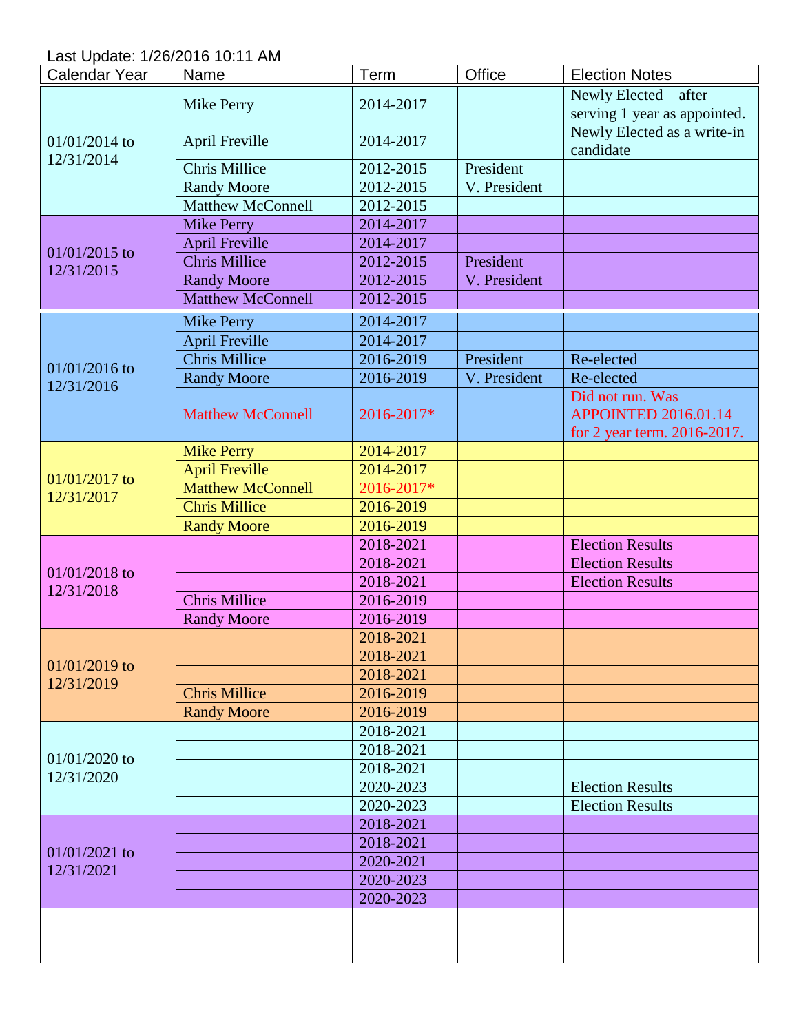Last Update: 1/26/2016 10:11 AM

| Calendar Year | Name | Term | Office | Election Notes |
|---|---|---|---|---|
| 01/01/2014 to 12/31/2014 | Mike Perry | 2014-2017 | | Newly Elected – after serving 1 year as appointed. |
| | April Freville | 2014-2017 | | Newly Elected as a write-in candidate |
| | Chris Millice | 2012-2015 | President | |
| | Randy Moore | 2012-2015 | V. President | |
| | Matthew McConnell | 2012-2015 | | |
| 01/01/2015 to 12/31/2015 | Mike Perry | 2014-2017 | | |
| | April Freville | 2014-2017 | | |
| | Chris Millice | 2012-2015 | President | |
| | Randy Moore | 2012-2015 | V. President | |
| | Matthew McConnell | 2012-2015 | | |
| 01/01/2016 to 12/31/2016 | Mike Perry | 2014-2017 | | |
| | April Freville | 2014-2017 | | |
| | Chris Millice | 2016-2019 | President | Re-elected |
| | Randy Moore | 2016-2019 | V. President | Re-elected |
| | Matthew McConnell | 2016-2017* | | Did not run. Was APPOINTED 2016.01.14 for 2 year term. 2016-2017. |
| 01/01/2017 to 12/31/2017 | Mike Perry | 2014-2017 | | |
| | April Freville | 2014-2017 | | |
| | Matthew McConnell | 2016-2017* | | |
| | Chris Millice | 2016-2019 | | |
| | Randy Moore | 2016-2019 | | |
| 01/01/2018 to 12/31/2018 | | 2018-2021 | | Election Results |
| | | 2018-2021 | | Election Results |
| | | 2018-2021 | | Election Results |
| | Chris Millice | 2016-2019 | | |
| | Randy Moore | 2016-2019 | | |
| 01/01/2019 to 12/31/2019 | | 2018-2021 | | |
| | | 2018-2021 | | |
| | | 2018-2021 | | |
| | Chris Millice | 2016-2019 | | |
| | Randy Moore | 2016-2019 | | |
| 01/01/2020 to 12/31/2020 | | 2018-2021 | | |
| | | 2018-2021 | | |
| | | 2018-2021 | | |
| | | 2020-2023 | | Election Results |
| | | 2020-2023 | | Election Results |
| 01/01/2021 to 12/31/2021 | | 2018-2021 | | |
| | | 2018-2021 | | |
| | | 2020-2021 | | |
| | | 2020-2023 | | |
| | | 2020-2023 | | |
| | | | | |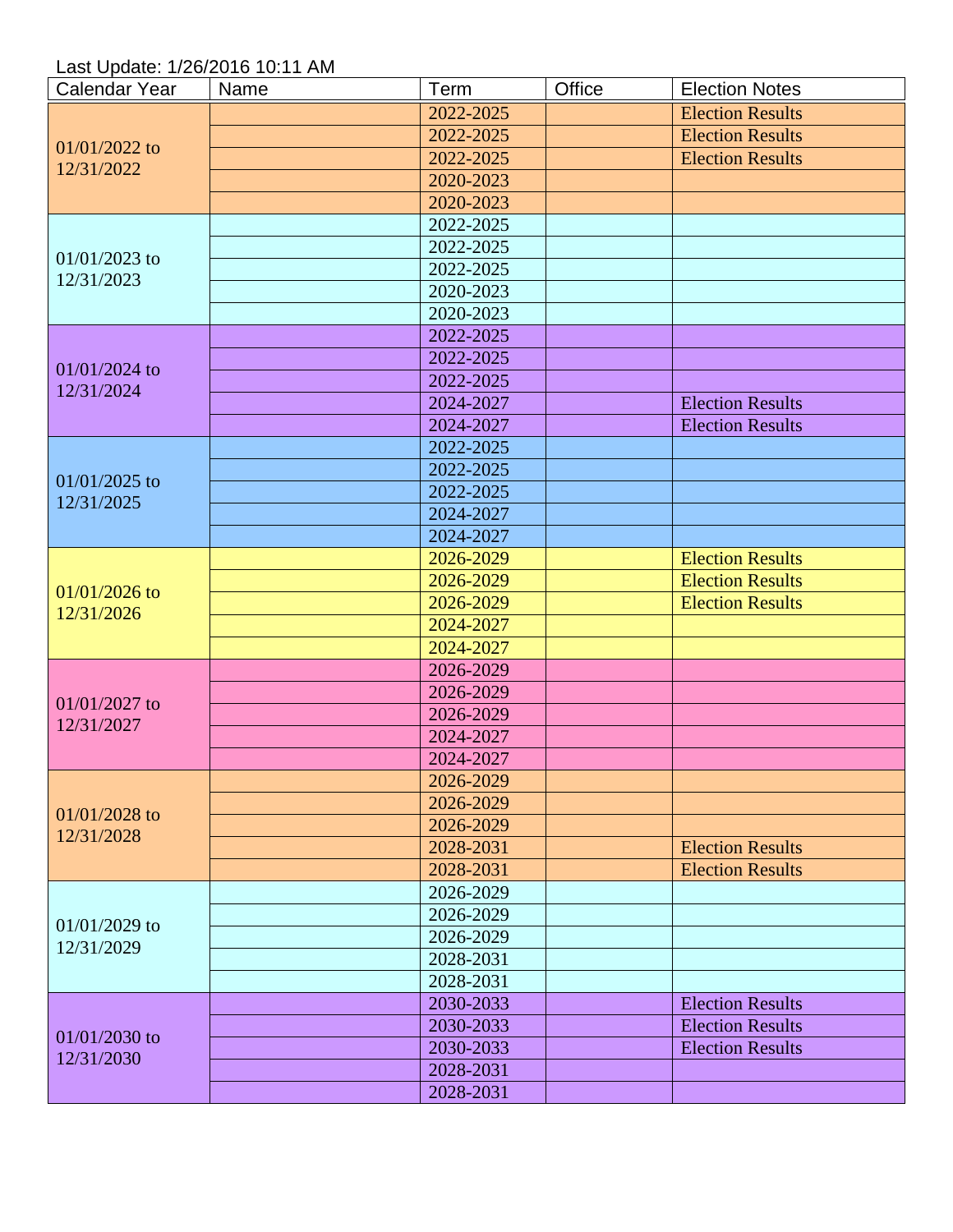Last Update: 1/26/2016 10:11 AM

| Calendar Year | Name | Term | Office | Election Notes |
|---|---|---|---|---|
| 01/01/2022 to 12/31/2022 | | 2022-2025 | | Election Results |
| | | 2022-2025 | | Election Results |
| | | 2022-2025 | | Election Results |
| | | 2020-2023 | | |
| | | 2020-2023 | | |
| 01/01/2023 to 12/31/2023 | | 2022-2025 | | |
| | | 2022-2025 | | |
| | | 2022-2025 | | |
| | | 2020-2023 | | |
| | | 2020-2023 | | |
| 01/01/2024 to 12/31/2024 | | 2022-2025 | | |
| | | 2022-2025 | | |
| | | 2022-2025 | | |
| | | 2024-2027 | | Election Results |
| | | 2024-2027 | | Election Results |
| 01/01/2025 to 12/31/2025 | | 2022-2025 | | |
| | | 2022-2025 | | |
| | | 2022-2025 | | |
| | | 2024-2027 | | |
| | | 2024-2027 | | |
| 01/01/2026 to 12/31/2026 | | 2026-2029 | | Election Results |
| | | 2026-2029 | | Election Results |
| | | 2026-2029 | | Election Results |
| | | 2024-2027 | | |
| | | 2024-2027 | | |
| 01/01/2027 to 12/31/2027 | | 2026-2029 | | |
| | | 2026-2029 | | |
| | | 2026-2029 | | |
| | | 2024-2027 | | |
| | | 2024-2027 | | |
| 01/01/2028 to 12/31/2028 | | 2026-2029 | | |
| | | 2026-2029 | | |
| | | 2026-2029 | | |
| | | 2028-2031 | | Election Results |
| | | 2028-2031 | | Election Results |
| 01/01/2029 to 12/31/2029 | | 2026-2029 | | |
| | | 2026-2029 | | |
| | | 2026-2029 | | |
| | | 2028-2031 | | |
| | | 2028-2031 | | |
| 01/01/2030 to 12/31/2030 | | 2030-2033 | | Election Results |
| | | 2030-2033 | | Election Results |
| | | 2030-2033 | | Election Results |
| | | 2028-2031 | | |
| | | 2028-2031 | | |